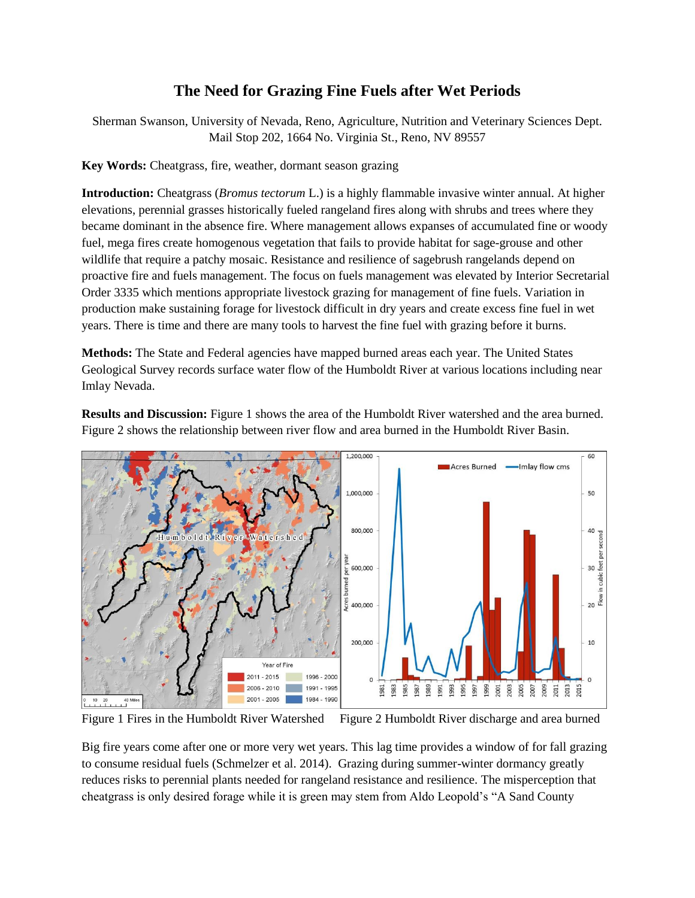# The Need for Grazing Fine Fuels after Wet Periods

Sherman Swanson, University of Nevada, Reno, Agriculture, Nutrition and Veterinary Sciences Dept. Mail Stop 202, 1664 No. Virginia St., Reno, NV 89557

**Key Words:** Cheatgrass, fire, weather, dormant season grazing

**Introduction:** Cheatgrass (*Bromus tectorum* L.) is a highly flammable invasive winter annual. At higher elevations, perennial grasses historically fueled rangeland fires along with shrubs and trees where they became dominant in the absence fire. Where management allows expanses of accumulated fine or woody fuel, mega fires create homogenous vegetation that fails to provide habitat for sage-grouse and other wildlife that require a patchy mosaic. Resistance and resilience of sagebrush rangelands depend on proactive fire and fuels management. The focus on fuels management was elevated by Interior Secretarial Order 3335 which mentions appropriate livestock grazing for management of fine fuels. Variation in production make sustaining forage for livestock difficult in dry years and create excess fine fuel in wet years. There is time and there are many tools to harvest the fine fuel with grazing before it burns.

**Methods:** The State and Federal agencies have mapped burned areas each year. The United States Geological Survey records surface water flow of the Humboldt River at various locations including near Imlay Nevada.

**Results and Discussion:** Figure 1 shows the area of the Humboldt River watershed and the area burned. Figure 2 shows the relationship between river flow and area burned in the Humboldt River Basin.

Figure 1 Fires in the Humboldt River Watershed

Figure 2 Humboldt River discharge and area burned

Big fire years come after one or more very wet years. This lag time provides a window of for fall grazing to consume residual fuels (Schmelzer et al. 2014). Grazing during summer-winter dormancy greatly reduces risks to perennial plants needed for rangeland resistance and resilience. The misperception that cheatgrass is only desired forage while it is green may stem from Aldo Leopold's "A Sand County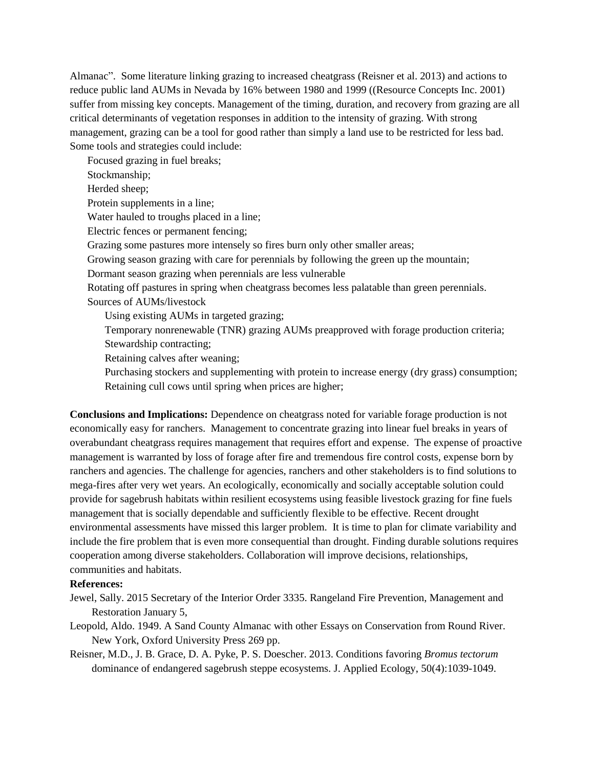Almanac". Some literature linking grazing to increased cheatgrass (Reisner et al. 2013) and actions to reduce public land AUMs in Nevada by 16% between 1980 and 1999 ((Resource Concepts Inc. 2001) suffer from missing key concepts. Management of the timing, duration, and recovery from grazing are all critical determinants of vegetation responses in addition to the intensity of grazing. With strong management, grazing can be a tool for good rather than simply a land use to be restricted for less bad. Some tools and strategies could include:

- Focused grazing in fuel breaks;
- Stockmanship;
- Herded sheep;
- Protein supplements in a line;
- Water hauled to troughs placed in a line;
- Electric fences or permanent fencing;
- Grazing some pastures more intensely so fires burn only other smaller areas;
- Growing season grazing with care for perennials by following the green up the mountain;
- Dormant season grazing when perennials are less vulnerable
- Rotating off pastures in spring when cheatgrass becomes less palatable than green perennials.
- Sources of AUMs/livestock
  - Using existing AUMs in targeted grazing;
  - Temporary nonrenewable (TNR) grazing AUMs preapproved with forage production criteria;
  - Stewardship contracting;
  - Retaining calves after weaning;
  - Purchasing stockers and supplementing with protein to increase energy (dry grass) consumption;
  - Retaining cull cows until spring when prices are higher;

**Conclusions and Implications:** Dependence on cheatgrass noted for variable forage production is not economically easy for ranchers. Management to concentrate grazing into linear fuel breaks in years of overabundant cheatgrass requires management that requires effort and expense. The expense of proactive management is warranted by loss of forage after fire and tremendous fire control costs, expense born by ranchers and agencies. The challenge for agencies, ranchers and other stakeholders is to find solutions to mega-fires after very wet years. An ecologically, economically and socially acceptable solution could provide for sagebrush habitats within resilient ecosystems using feasible livestock grazing for fine fuels management that is socially dependable and sufficiently flexible to be effective. Recent drought environmental assessments have missed this larger problem. It is time to plan for climate variability and include the fire problem that is even more consequential than drought. Finding durable solutions requires cooperation among diverse stakeholders. Collaboration will improve decisions, relationships, communities and habitats.

**References:**

Jewel, Sally. 2015 Secretary of the Interior Order 3335. Rangeland Fire Prevention, Management and Restoration January 5,

Leopold, Aldo. 1949. A Sand County Almanac with other Essays on Conservation from Round River. New York, Oxford University Press 269 pp.

Reisner, M.D., J. B. Grace, D. A. Pyke, P. S. Doescher. 2013. Conditions favoring *Bromus tectorum* dominance of endangered sagebrush steppe ecosystems. J. Applied Ecology, 50(4):1039-1049.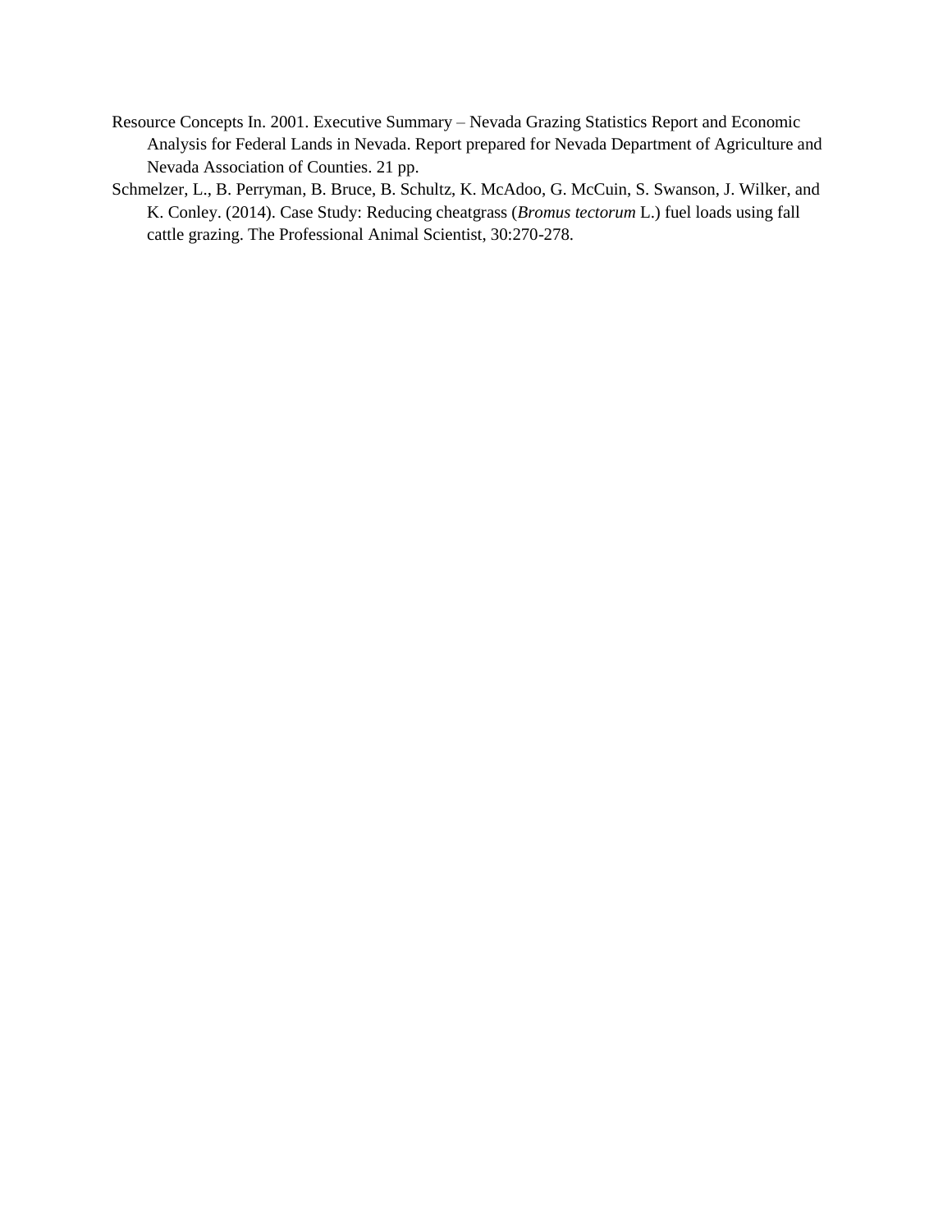Resource Concepts In. 2001. Executive Summary – Nevada Grazing Statistics Report and Economic Analysis for Federal Lands in Nevada. Report prepared for Nevada Department of Agriculture and Nevada Association of Counties. 21 pp.

Schmelzer, L., B. Perryman, B. Bruce, B. Schultz, K. McAdoo, G. McCuin, S. Swanson, J. Wilker, and K. Conley. (2014). Case Study: Reducing cheatgrass (*Bromus tectorum* L.) fuel loads using fall cattle grazing. The Professional Animal Scientist, 30:270-278.